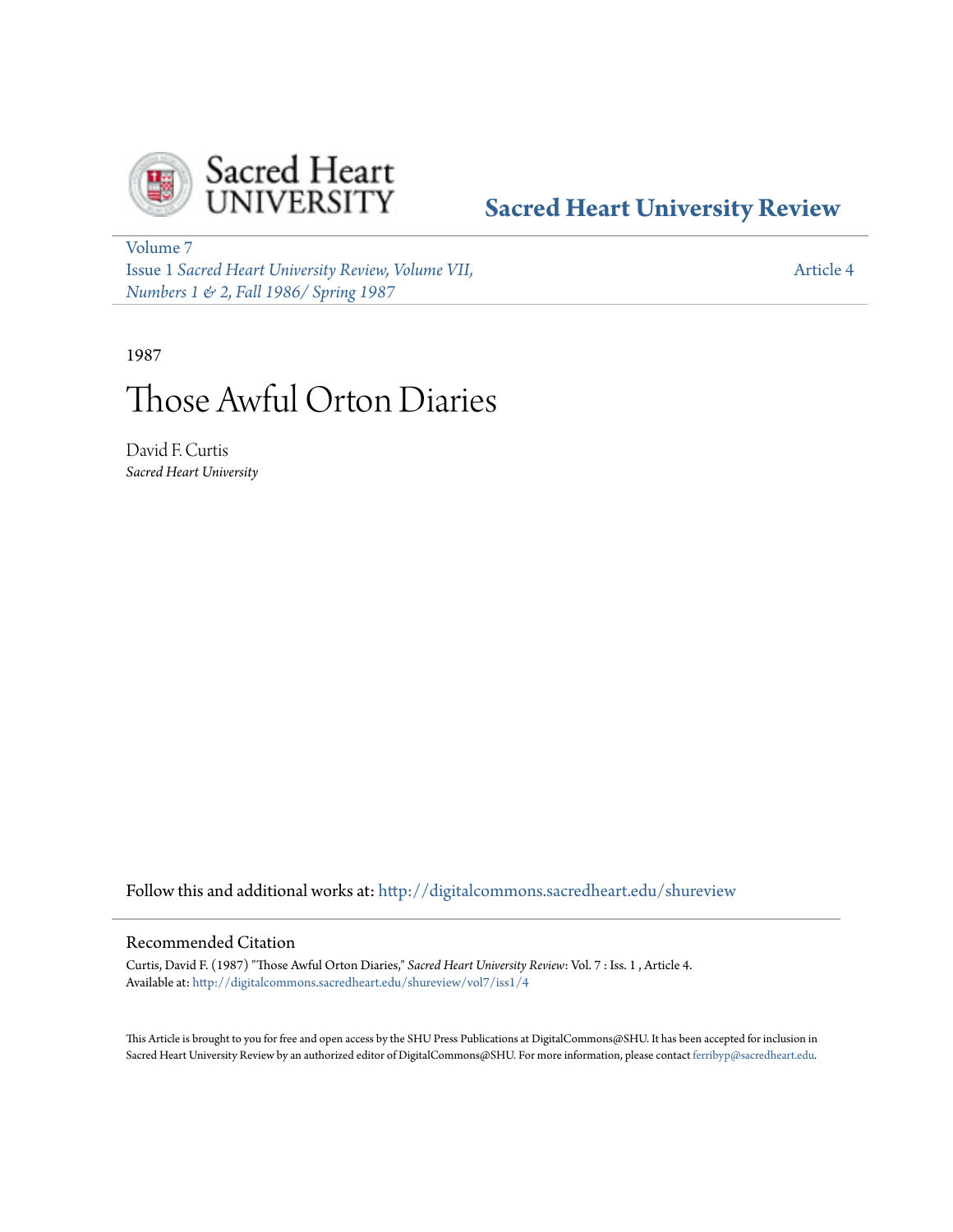Sacred Heart University Review

Volume 7
Issue 1 *Sacred Heart University Review, Volume VII, Numbers 1 & 2, Fall 1986/ Spring 1987*

Article 4

1987

# Those Awful Orton Diaries

David F. Curtis
*Sacred Heart University*

Follow this and additional works at: http://digitalcommons.sacredheart.edu/shureview

## Recommended Citation

Curtis, David F. (1987) "Those Awful Orton Diaries," *Sacred Heart University Review*: Vol. 7 : Iss. 1 , Article 4.
Available at: http://digitalcommons.sacredheart.edu/shureview/vol7/iss1/4

This Article is brought to you for free and open access by the SHU Press Publications at DigitalCommons@SHU. It has been accepted for inclusion in Sacred Heart University Review by an authorized editor of DigitalCommons@SHU. For more information, please contact ferribyp@sacredheart.edu.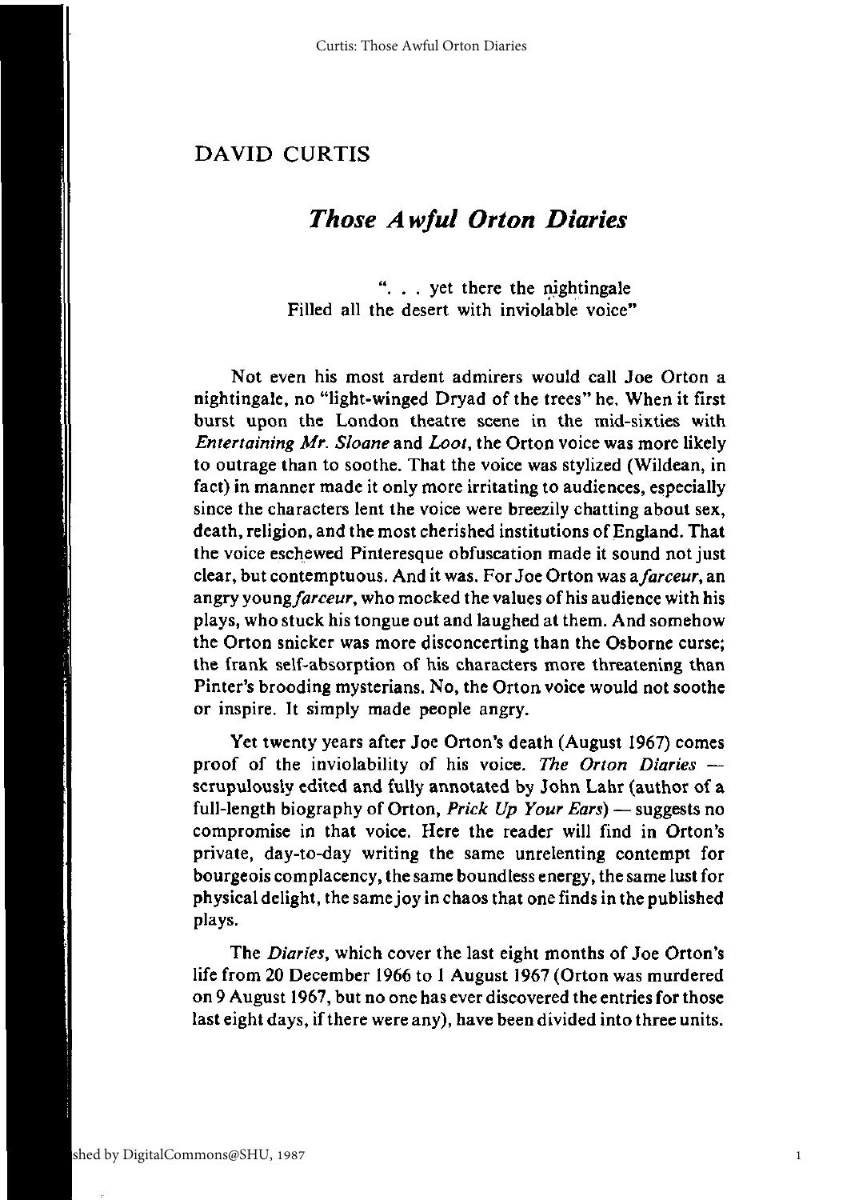## DAVID CURTIS

# *Those Awful Orton Diaries*

". . . yet there the nightingale
Filled all the desert with inviolable voice"

Not even his most ardent admirers would call Joe Orton a nightingale, no "light-winged Dryad of the trees" he. When it first burst upon the London theatre scene in the mid-sixties with *Entertaining Mr. Sloane* and *Loot*, the Orton voice was more likely to outrage than to soothe. That the voice was stylized (Wildean, in fact) in manner made it only more irritating to audiences, especially since the characters lent the voice were breezily chatting about sex, death, religion, and the most cherished institutions of England. That the voice eschewed Pinteresque obfuscation made it sound not just clear, but contemptuous. And it was. For Joe Orton was a *farceur*, an angry young *farceur*, who mocked the values of his audience with his plays, who stuck his tongue out and laughed at them. And somehow the Orton snicker was more disconcerting than the Osborne curse; the frank self-absorption of his characters more threatening than Pinter's brooding mysterians. No, the Orton voice would not soothe or inspire. It simply made people angry.

Yet twenty years after Joe Orton's death (August 1967) comes proof of the inviolability of his voice. *The Orton Diaries* — scrupulously edited and fully annotated by John Lahr (author of a full-length biography of Orton, *Prick Up Your Ears*) — suggests no compromise in that voice. Here the reader will find in Orton's private, day-to-day writing the same unrelenting contempt for bourgeois complacency, the same boundless energy, the same lust for physical delight, the same joy in chaos that one finds in the published plays.

The *Diaries*, which cover the last eight months of Joe Orton's life from 20 December 1966 to 1 August 1967 (Orton was murdered on 9 August 1967, but no one has ever discovered the entries for those last eight days, if there were any), have been divided into three units.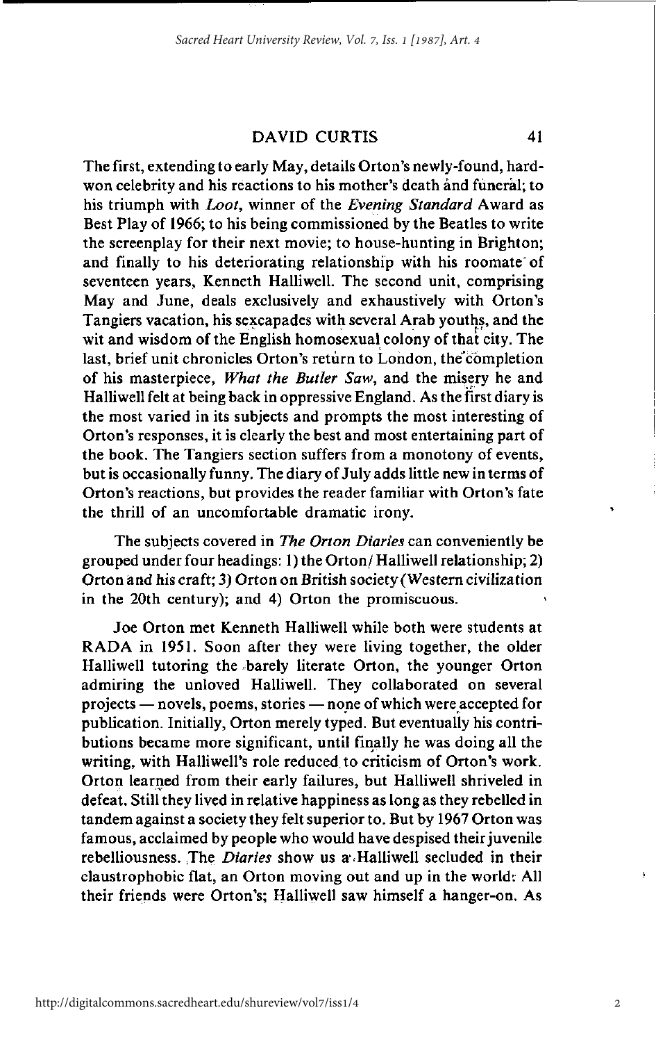The first, extending to early May, details Orton's newly-found, hard-won celebrity and his reactions to his mother's death and funeral; to his triumph with *Loot*, winner of the *Evening Standard* Award as Best Play of 1966; to his being commissioned by the Beatles to write the screenplay for their next movie; to house-hunting in Brighton; and finally to his deteriorating relationship with his roomate of seventeen years, Kenneth Halliwell. The second unit, comprising May and June, deals exclusively and exhaustively with Orton's Tangiers vacation, his sexcapades with several Arab youths, and the wit and wisdom of the English homosexual colony of that city. The last, brief unit chronicles Orton's return to London, the completion of his masterpiece, *What the Butler Saw*, and the misery he and Halliwell felt at being back in oppressive England. As the first diary is the most varied in its subjects and prompts the most interesting of Orton's responses, it is clearly the best and most entertaining part of the book. The Tangiers section suffers from a monotony of events, but is occasionally funny. The diary of July adds little new in terms of Orton's reactions, but provides the reader familiar with Orton's fate the thrill of an uncomfortable dramatic irony.

The subjects covered in *The Orton Diaries* can conveniently be grouped under four headings: 1) the Orton/Halliwell relationship; 2) Orton and his craft; 3) Orton on British society (Western civilization in the 20th century); and 4) Orton the promiscuous.

Joe Orton met Kenneth Halliwell while both were students at RADA in 1951. Soon after they were living together, the older Halliwell tutoring the barely literate Orton, the younger Orton admiring the unloved Halliwell. They collaborated on several projects — novels, poems, stories — none of which were accepted for publication. Initially, Orton merely typed. But eventually his contributions became more significant, until finally he was doing all the writing, with Halliwell's role reduced to criticism of Orton's work. Orton learned from their early failures, but Halliwell shriveled in defeat. Still they lived in relative happiness as long as they rebelled in tandem against a society they felt superior to. But by 1967 Orton was famous, acclaimed by people who would have despised their juvenile rebelliousness. The *Diaries* show us a Halliwell secluded in their claustrophobic flat, an Orton moving out and up in the world: All their friends were Orton's; Halliwell saw himself a hanger-on. As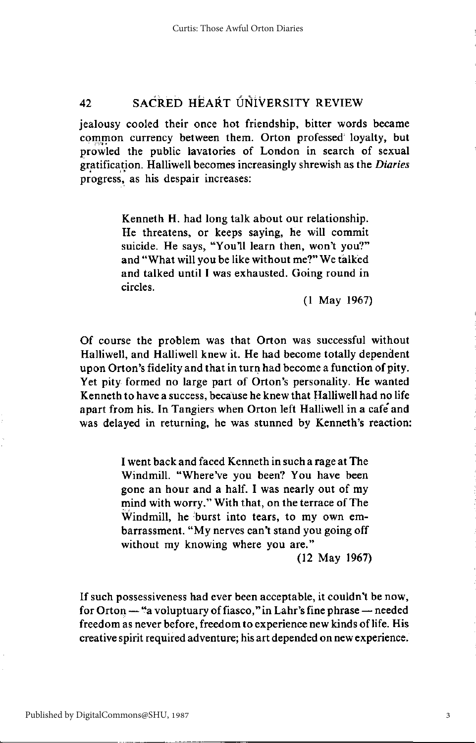jealousy cooled their once hot friendship, bitter words became common currency between them. Orton professed loyalty, but prowled the public lavatories of London in search of sexual gratification. Halliwell becomes increasingly shrewish as the *Diaries* progress, as his despair increases:

> Kenneth H. had long talk about our relationship. He threatens, or keeps saying, he will commit suicide. He says, "You'll learn then, won't you?" and "What will you be like without me?" We talked and talked until I was exhausted. Going round in circles.
>
> (1 May 1967)

Of course the problem was that Orton was successful without Halliwell, and Halliwell knew it. He had become totally dependent upon Orton's fidelity and that in turn had become a function of pity. Yet pity formed no large part of Orton's personality. He wanted Kenneth to have a success, because he knew that Halliwell had no life apart from his. In Tangiers when Orton left Halliwell in a café and was delayed in returning, he was stunned by Kenneth's reaction:

> I went back and faced Kenneth in such a rage at The Windmill. "Where've you been? You have been gone an hour and a half. I was nearly out of my mind with worry." With that, on the terrace of The Windmill, he burst into tears, to my own embarrassment. "My nerves can't stand you going off without my knowing where you are."
>
> (12 May 1967)

If such possessiveness had ever been acceptable, it couldn't be now, for Orton — "a voluptuary of fiasco," in Lahr's fine phrase — needed freedom as never before, freedom to experience new kinds of life. His creative spirit required adventure; his art depended on new experience.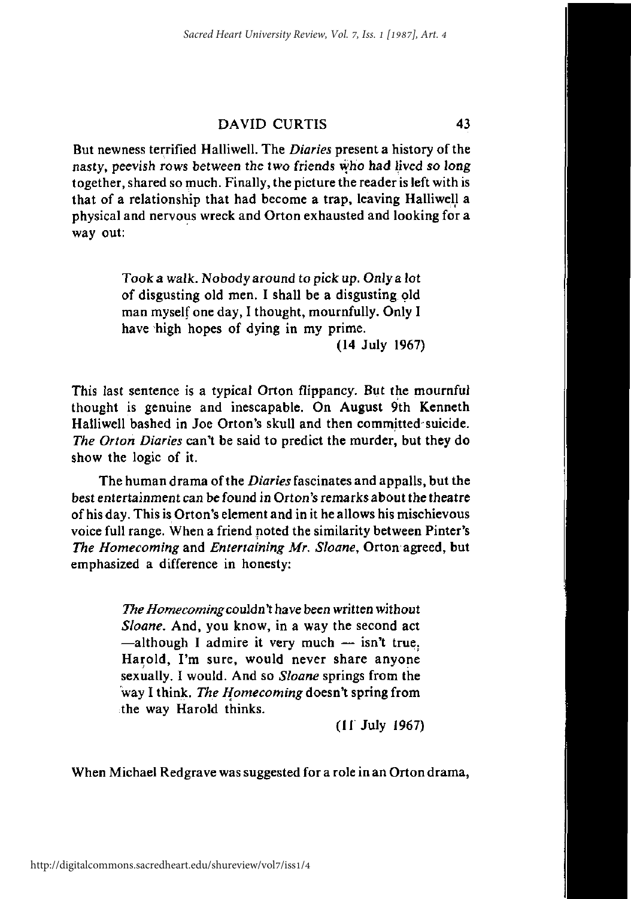But newness terrified Halliwell. The *Diaries* present a history of the nasty, peevish rows between the two friends who had lived so long together, shared so much. Finally, the picture the reader is left with is that of a relationship that had become a trap, leaving Halliwell a physical and nervous wreck and Orton exhausted and looking for a way out:

> Took a walk. Nobody around to pick up. Only a lot of disgusting old men. I shall be a disgusting old man myself one day, I thought, mournfully. Only I have high hopes of dying in my prime.
>
> (14 July 1967)

This last sentence is a typical Orton flippancy. But the mournful thought is genuine and inescapable. On August 9th Kenneth Halliwell bashed in Joe Orton's skull and then committed suicide. *The Orton Diaries* can't be said to predict the murder, but they do show the logic of it.

The human drama of the *Diaries* fascinates and appalls, but the best entertainment can be found in Orton's remarks about the theatre of his day. This is Orton's element and in it he allows his mischievous voice full range. When a friend noted the similarity between Pinter's *The Homecoming* and *Entertaining Mr. Sloane*, Orton agreed, but emphasized a difference in honesty:

> *The Homecoming* couldn't have been written without *Sloane*. And, you know, in a way the second act —although I admire it very much — isn't true. Harold, I'm sure, would never share anyone sexually. I would. And so *Sloane* springs from the way I think. *The Homecoming* doesn't spring from the way Harold thinks.
>
> (11 July 1967)

When Michael Redgrave was suggested for a role in an Orton drama,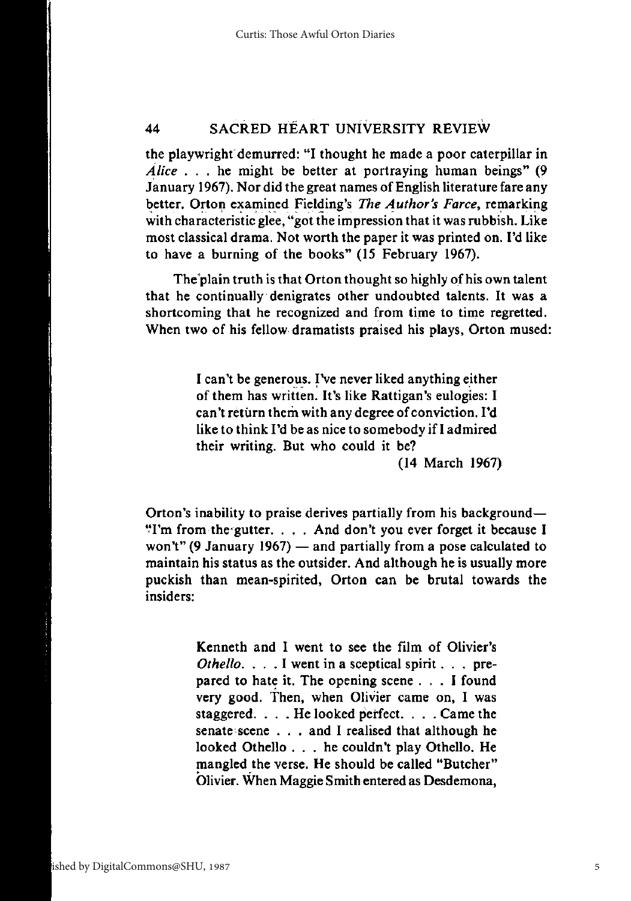the playwright demurred: "I thought he made a poor caterpillar in *Alice* . . . he might be better at portraying human beings" (9 January 1967). Nor did the great names of English literature fare any better. Orton examined Fielding's *The Author's Farce*, remarking with characteristic glee, "got the impression that it was rubbish. Like most classical drama. Not worth the paper it was printed on. I'd like to have a burning of the books" (15 February 1967).

The plain truth is that Orton thought so highly of his own talent that he continually denigrates other undoubted talents. It was a shortcoming that he recognized and from time to time regretted. When two of his fellow dramatists praised his plays, Orton mused:

> I can't be generous. I've never liked anything either of them has written. It's like Rattigan's eulogies: I can't return them with any degree of conviction. I'd like to think I'd be as nice to somebody if I admired their writing. But who could it be?
>
> (14 March 1967)

Orton's inability to praise derives partially from his background— "I'm from the gutter. . . . And don't you ever forget it because I won't" (9 January 1967) — and partially from a pose calculated to maintain his status as the outsider. And although he is usually more puckish than mean-spirited, Orton can be brutal towards the insiders:

> Kenneth and I went to see the film of Olivier's *Othello*. . . . I went in a sceptical spirit . . . prepared to hate it. The opening scene . . . I found very good. Then, when Olivier came on, I was staggered. . . . He looked perfect. . . . Came the senate scene . . . and I realised that although he looked Othello . . . he couldn't play Othello. He mangled the verse. He should be called "Butcher" Olivier. When Maggie Smith entered as Desdemona,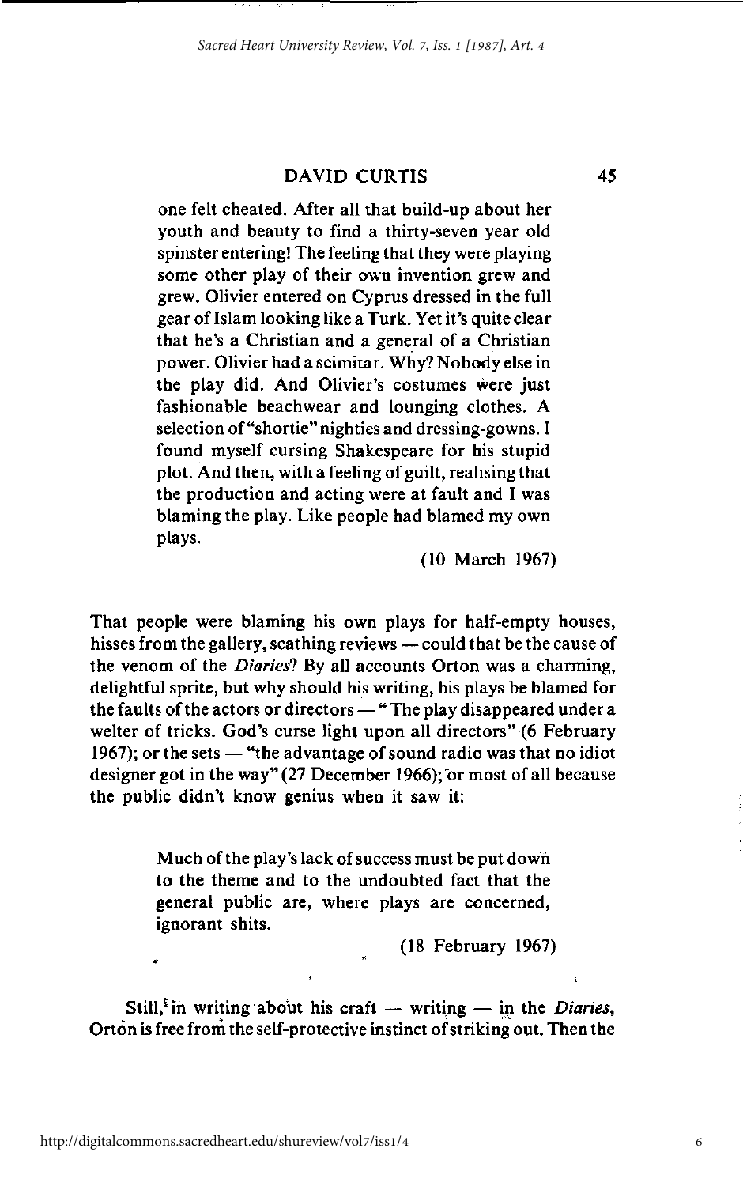one felt cheated. After all that build-up about her youth and beauty to find a thirty-seven year old spinster entering! The feeling that they were playing some other play of their own invention grew and grew. Olivier entered on Cyprus dressed in the full gear of Islam looking like a Turk. Yet it's quite clear that he's a Christian and a general of a Christian power. Olivier had a scimitar. Why? Nobody else in the play did. And Olivier's costumes were just fashionable beachwear and lounging clothes. A selection of "shortie" nighties and dressing-gowns. I found myself cursing Shakespeare for his stupid plot. And then, with a feeling of guilt, realising that the production and acting were at fault and I was blaming the play. Like people had blamed my own plays.

> (10 March 1967)

That people were blaming his own plays for half-empty houses, hisses from the gallery, scathing reviews — could that be the cause of the venom of the *Diaries*? By all accounts Orton was a charming, delightful sprite, but why should his writing, his plays be blamed for the faults of the actors or directors — "The play disappeared under a welter of tricks. God's curse light upon all directors" (6 February 1967); or the sets — "the advantage of sound radio was that no idiot designer got in the way" (27 December 1966); or most of all because the public didn't know genius when it saw it:

> Much of the play's lack of success must be put down to the theme and to the undoubted fact that the general public are, where plays are concerned, ignorant shits.
>
> (18 February 1967)

Still, in writing about his craft — writing — in the *Diaries*, Orton is free from the self-protective instinct of striking out. Then the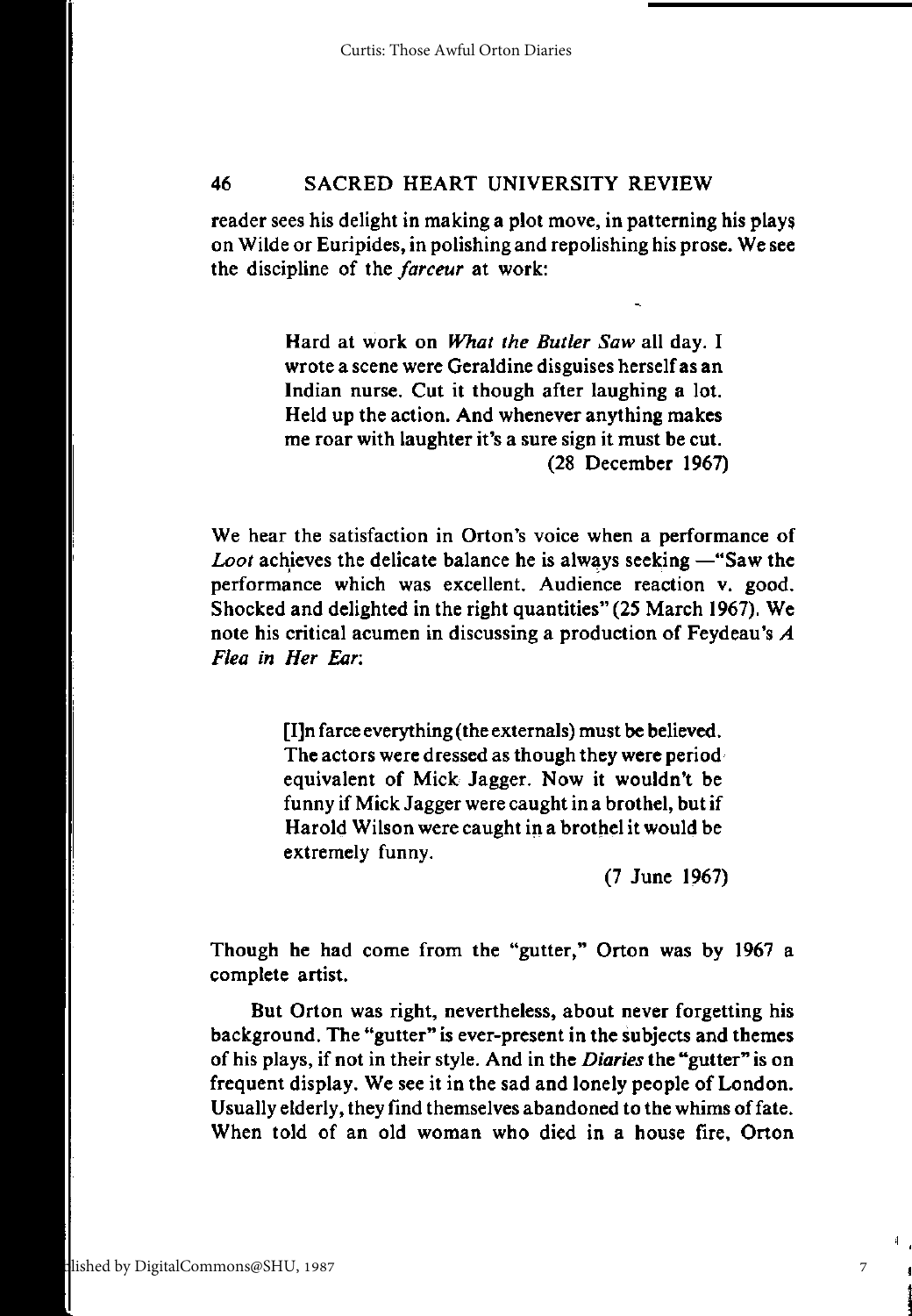reader sees his delight in making a plot move, in patterning his plays on Wilde or Euripides, in polishing and repolishing his prose. We see the discipline of the *farceur* at work:

> Hard at work on *What the Butler Saw* all day. I wrote a scene were Geraldine disguises herself as an Indian nurse. Cut it though after laughing a lot. Held up the action. And whenever anything makes me roar with laughter it's a sure sign it must be cut.
> (28 December 1967)

We hear the satisfaction in Orton's voice when a performance of *Loot* achieves the delicate balance he is always seeking —"Saw the performance which was excellent. Audience reaction v. good. Shocked and delighted in the right quantities" (25 March 1967). We note his critical acumen in discussing a production of Feydeau's *A Flea in Her Ear*:

> [I]n farce everything (the externals) must be believed. The actors were dressed as though they were period equivalent of Mick Jagger. Now it wouldn't be funny if Mick Jagger were caught in a brothel, but if Harold Wilson were caught in a brothel it would be extremely funny.
> (7 June 1967)

Though he had come from the "gutter," Orton was by 1967 a complete artist.

But Orton was right, nevertheless, about never forgetting his background. The "gutter" is ever-present in the subjects and themes of his plays, if not in their style. And in the *Diaries* the "gutter" is on frequent display. We see it in the sad and lonely people of London. Usually elderly, they find themselves abandoned to the whims of fate. When told of an old woman who died in a house fire, Orton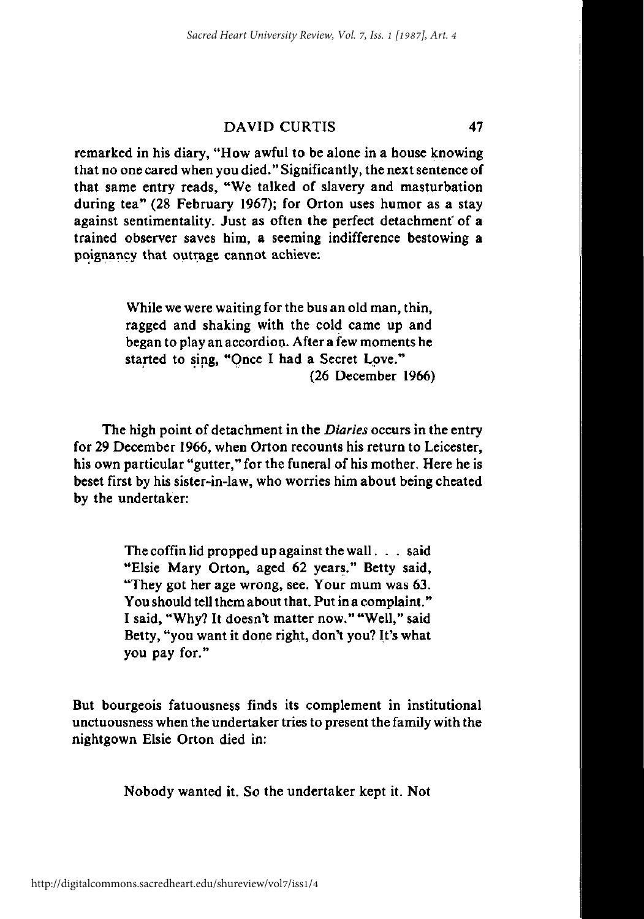remarked in his diary, "How awful to be alone in a house knowing that no one cared when you died." Significantly, the next sentence of that same entry reads, "We talked of slavery and masturbation during tea" (28 February 1967); for Orton uses humor as a stay against sentimentality. Just as often the perfect detachment of a trained observer saves him, a seeming indifference bestowing a poignancy that outrage cannot achieve:

> While we were waiting for the bus an old man, thin, ragged and shaking with the cold came up and began to play an accordion. After a few moments he started to sing, "Once I had a Secret Love."
> (26 December 1966)

The high point of detachment in the *Diaries* occurs in the entry for 29 December 1966, when Orton recounts his return to Leicester, his own particular "gutter," for the funeral of his mother. Here he is beset first by his sister-in-law, who worries him about being cheated by the undertaker:

> The coffin lid propped up against the wall . . . said "Elsie Mary Orton, aged 62 years." Betty said, "They got her age wrong, see. Your mum was 63. You should tell them about that. Put in a complaint." I said, "Why? It doesn't matter now." "Well," said Betty, "you want it done right, don't you? It's what you pay for."

But bourgeois fatuousness finds its complement in institutional unctuousness when the undertaker tries to present the family with the nightgown Elsie Orton died in:

> Nobody wanted it. So the undertaker kept it. Not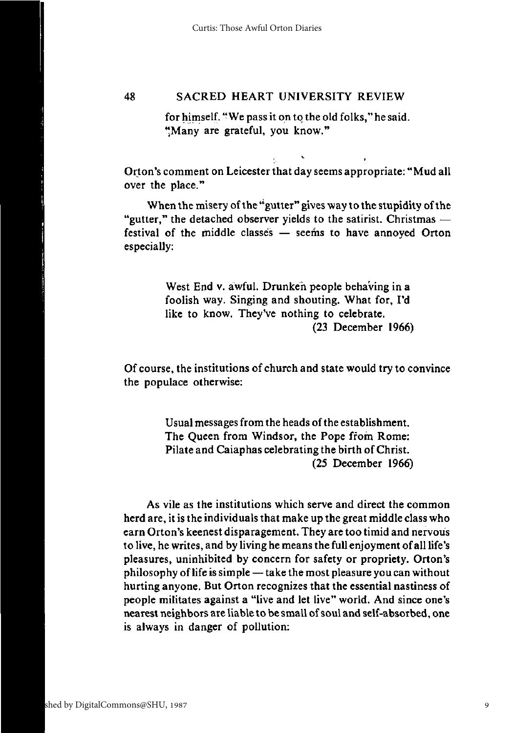for himself. "We pass it on to the old folks," he said. "Many are grateful, you know."

Orton's comment on Leicester that day seems appropriate: "Mud all over the place."

When the misery of the "gutter" gives way to the stupidity of the "gutter," the detached observer yields to the satirist. Christmas — festival of the middle classes — seems to have annoyed Orton especially:

> West End v. awful. Drunken people behaving in a foolish way. Singing and shouting. What for, I'd like to know. They've nothing to celebrate.
> (23 December 1966)

Of course, the institutions of church and state would try to convince the populace otherwise:

> Usual messages from the heads of the establishment. The Queen from Windsor, the Pope from Rome: Pilate and Caiaphas celebrating the birth of Christ.
> (25 December 1966)

As vile as the institutions which serve and direct the common herd are, it is the individuals that make up the great middle class who earn Orton's keenest disparagement. They are too timid and nervous to live, he writes, and by living he means the full enjoyment of all life's pleasures, uninhibited by concern for safety or propriety. Orton's philosophy of life is simple — take the most pleasure you can without hurting anyone. But Orton recognizes that the essential nastiness of people militates against a "live and let live" world. And since one's nearest neighbors are liable to be small of soul and self-absorbed, one is always in danger of pollution: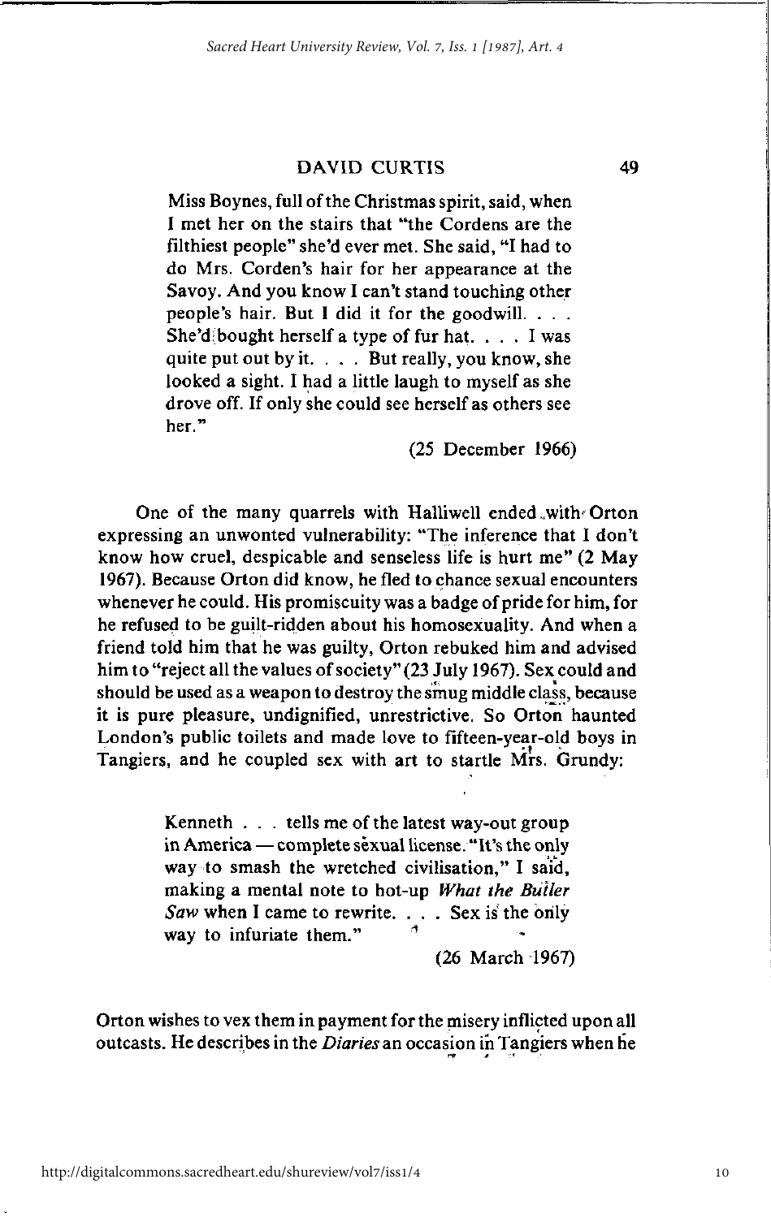Miss Boynes, full of the Christmas spirit, said, when I met her on the stairs that "the Cordens are the filthiest people" she'd ever met. She said, "I had to do Mrs. Corden's hair for her appearance at the Savoy. And you know I can't stand touching other people's hair. But I did it for the goodwill. . . . She'd bought herself a type of fur hat. . . . I was quite put out by it. . . . But really, you know, she looked a sight. I had a little laugh to myself as she drove off. If only she could see herself as others see her."

(25 December 1966)

One of the many quarrels with Halliwell ended with Orton expressing an unwonted vulnerability: "The inference that I don't know how cruel, despicable and senseless life is hurt me" (2 May 1967). Because Orton did know, he fled to chance sexual encounters whenever he could. His promiscuity was a badge of pride for him, for he refused to be guilt-ridden about his homosexuality. And when a friend told him that he was guilty, Orton rebuked him and advised him to "reject all the values of society" (23 July 1967). Sex could and should be used as a weapon to destroy the smug middle class, because it is pure pleasure, undignified, unrestrictive. So Orton haunted London's public toilets and made love to fifteen-year-old boys in Tangiers, and he coupled sex with art to startle Mrs. Grundy:

> Kenneth . . . tells me of the latest way-out group in America — complete sexual license. "It's the only way to smash the wretched civilisation," I said, making a mental note to hot-up *What the Butler Saw* when I came to rewrite. . . . Sex is the only way to infuriate them."
>
> (26 March 1967)

Orton wishes to vex them in payment for the misery inflicted upon all outcasts. He describes in the *Diaries* an occasion in Tangiers when he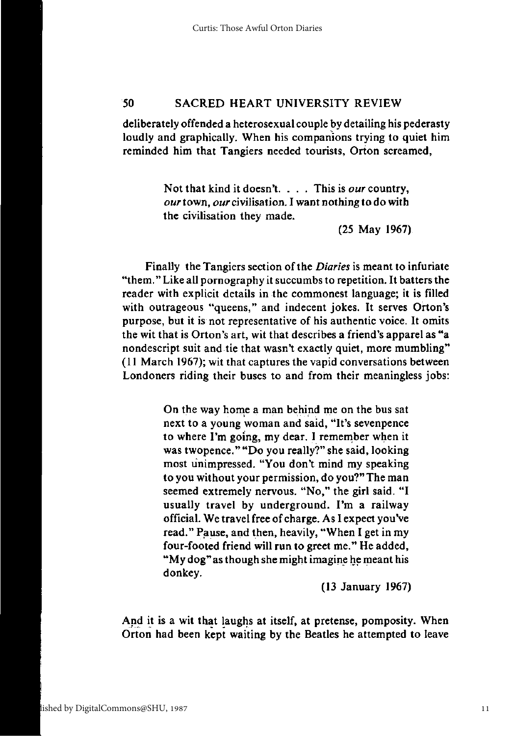deliberately offended a heterosexual couple by detailing his pederasty loudly and graphically. When his companions trying to quiet him reminded him that Tangiers needed tourists, Orton screamed,

> Not that kind it doesn't. . . . This is *our* country, *our* town, *our* civilisation. I want nothing to do with the civilisation they made.
>
> (25 May 1967)

Finally the Tangiers section of the *Diaries* is meant to infuriate "them." Like all pornography it succumbs to repetition. It batters the reader with explicit details in the commonest language; it is filled with outrageous "queens," and indecent jokes. It serves Orton's purpose, but it is not representative of his authentic voice. It omits the wit that is Orton's art, wit that describes a friend's apparel as "a nondescript suit and tie that wasn't exactly quiet, more mumbling" (11 March 1967); wit that captures the vapid conversations between Londoners riding their buses to and from their meaningless jobs:

> On the way home a man behind me on the bus sat next to a young woman and said, "It's sevenpence to where I'm going, my dear. I remember when it was twopence." "Do you really?" she said, looking most unimpressed. "You don't mind my speaking to you without your permission, do you?" The man seemed extremely nervous. "No," the girl said. "I usually travel by underground. I'm a railway official. We travel free of charge. As I expect you've read." Pause, and then, heavily, "When I get in my four-footed friend will run to greet me." He added, "My dog" as though she might imagine he meant his donkey.
>
> (13 January 1967)

And it is a wit that laughs at itself, at pretense, pomposity. When Orton had been kept waiting by the Beatles he attempted to leave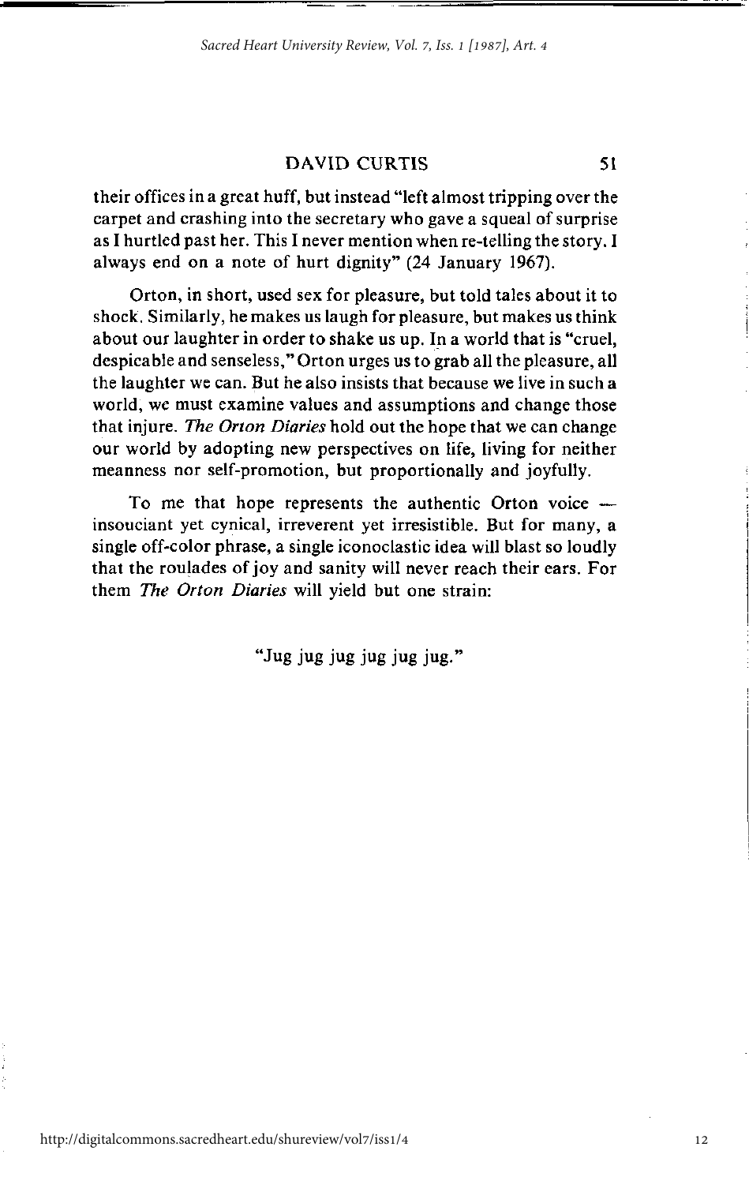their offices in a great huff, but instead "left almost tripping over the carpet and crashing into the secretary who gave a squeal of surprise as I hurtled past her. This I never mention when re-telling the story. I always end on a note of hurt dignity" (24 January 1967).

Orton, in short, used sex for pleasure, but told tales about it to shock. Similarly, he makes us laugh for pleasure, but makes us think about our laughter in order to shake us up. In a world that is "cruel, despicable and senseless," Orton urges us to grab all the pleasure, all the laughter we can. But he also insists that because we live in such a world, we must examine values and assumptions and change those that injure. *The Orton Diaries* hold out the hope that we can change our world by adopting new perspectives on life, living for neither meanness nor self-promotion, but proportionally and joyfully.

To me that hope represents the authentic Orton voice — insouciant yet cynical, irreverent yet irresistible. But for many, a single off-color phrase, a single iconoclastic idea will blast so loudly that the roulades of joy and sanity will never reach their ears. For them *The Orton Diaries* will yield but one strain:

"Jug jug jug jug jug jug."